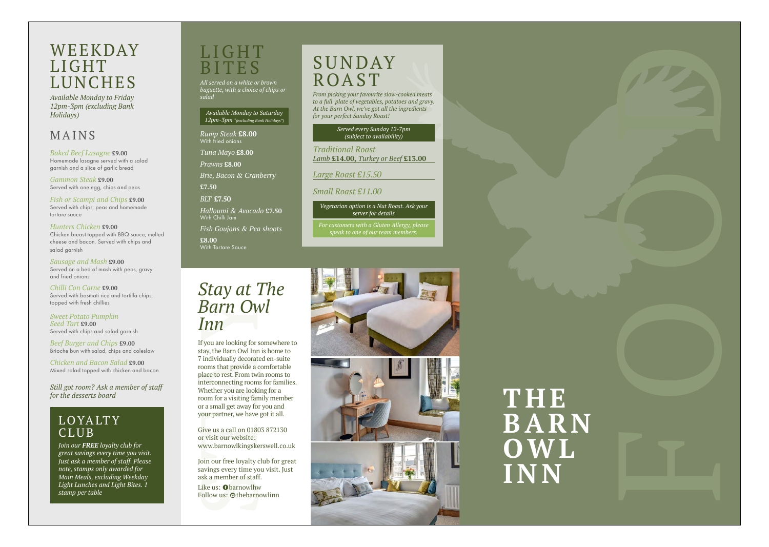# WEEKDAY LIGHT LUNCHES

*Available Monday to Friday 12pm-3pm (excluding Bank Holidays)*

## MAINS

*Baked Beef Lasagne* **£9.00**
Homemade lasagne served with a salad garnish and a slice of garlic bread

*Gammon Steak* **£9.00**
Served with one egg, chips and peas

*Fish or Scampi and Chips* **£9.00**
Served with chips, peas and homemade tartare sauce

*Hunters Chicken* **£9.00**
Chicken breast topped with BBQ sauce, melted cheese and bacon. Served with chips and salad garnish

*Sausage and Mash* **£9.00**
Served on a bed of mash with peas, gravy and fried onions

*Chilli Con Carne* **£9.00**
Served with basmati rice and tortilla chips, topped with fresh chillies

*Sweet Potato Pumpkin Seed Tart* **£9.00**
Served with chips and salad garnish

*Beef Burger and Chips* **£9.00**
Brioche bun with salad, chips and coleslaw

*Chicken and Bacon Salad* **£9.00**
Mixed salad topped with chicken and bacon

*Still got room? Ask a member of staff for the desserts board*

## LOYALTY CLUB

*Join our **FREE** loyalty club for great savings every time you visit. Just ask a member of staff. Please note, stamps only awarded for Main Meals, excluding Weekday Light Lunches and Light Bites. 1 stamp per table*

# LIGHT BITES

*All served on a white or brown baguette, with a choice of chips or salad*

*Available Monday to Saturday 12pm-3pm "(excluding Bank Holidays")*

*Rump Steak* **£8.00**
With fried onions

*Tuna Mayo* **£8.00**

*Prawns* **£8.00**

*Brie, Bacon & Cranberry* **£7.50**

*BLT* **£7.50**

*Halloumi & Avocado* **£7.50**
With Chilli Jam

*Fish Goujons & Pea shoots* **£8.00**
With Tartare Sauce

# SUNDAY ROAST

*From picking your favourite slow-cooked meats to a full plate of vegetables, potatoes and gravy. At the Barn Owl, we've got all the ingredients for your perfect Sunday Roast!*

*Served every Sunday 12-7pm (subject to availability)*

*Traditional Roast*
*Lamb* **£14.00,** *Turkey or Beef* **£13.00**

*Large Roast £15.50*

*Small Roast £11.00*

*Vegetarian option is a Nut Roast. Ask your server for details*

*For customers with a Gluten Allergy, please speak to one of our team members.*

# *Stay at The Barn Owl Inn*

If you are looking for somewhere to stay, the Barn Owl Inn is home to 7 individually decorated en-suite rooms that provide a comfortable place to rest. From twin rooms to interconnecting rooms for families. Whether you are looking for a room for a visiting family member or a small get away for you and your partner, we have got it all.

Give us a call on 01803 872130 or visit our website: www.barnowlkingskerswell.co.uk

Join our free loyalty club for great savings every time you visit. Just ask a member of staff.

Like us: barnowlhw
Follow us: thebarnowlinn

# THE BARN OWL INN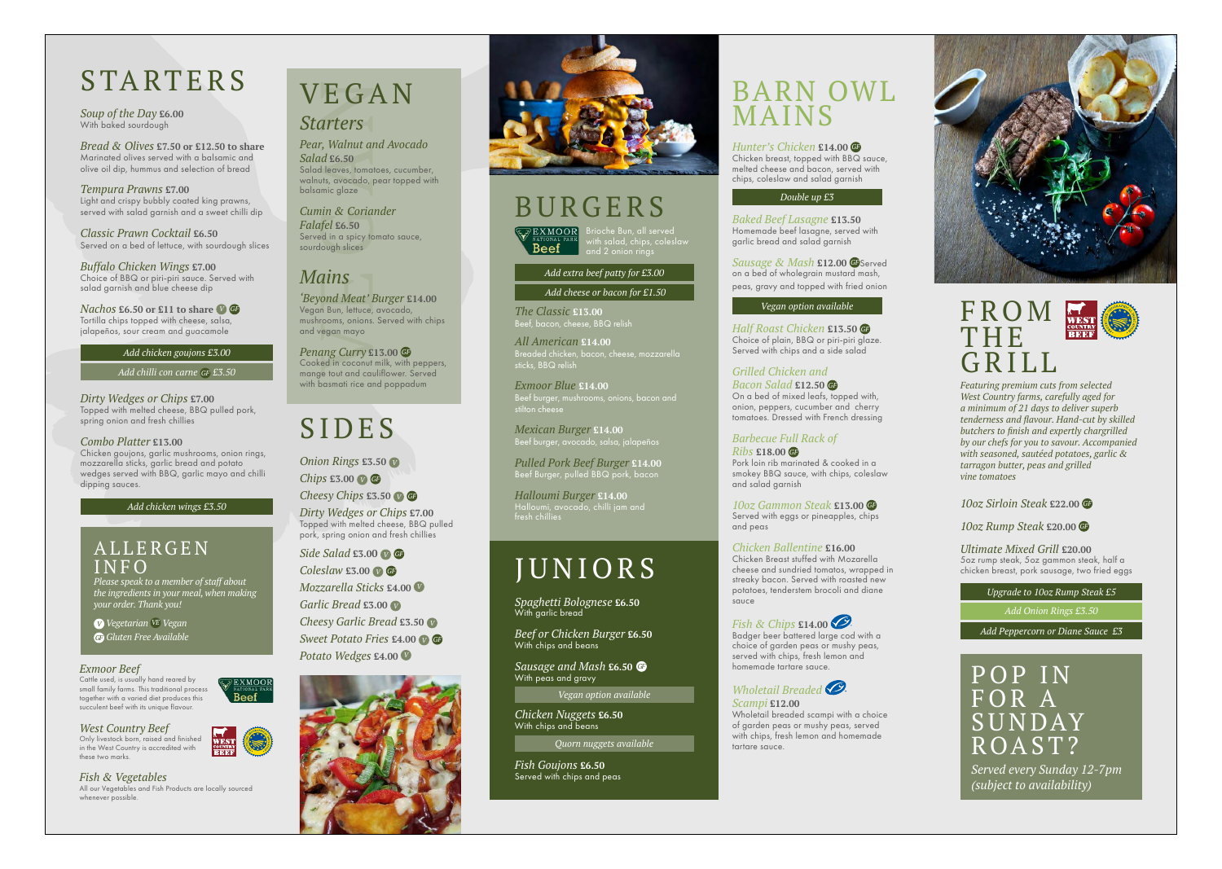# STARTERS

*Soup of the Day* **£6.00**
With baked sourdough

*Bread & Olives* **£7.50 or £12.50 to share**
Marinated olives served with a balsamic and olive oil dip, hummus and selection of bread

*Tempura Prawns* **£7.00**
Light and crispy bubbly coated king prawns, served with salad garnish and a sweet chilli dip

*Classic Prawn Cocktail* **£6.50**
Served on a bed of lettuce, with sourdough slices

*Buffalo Chicken Wings* **£7.00**
Choice of BBQ or piri-piri sauce. Served with salad garnish and blue cheese dip

*Nachos* **£6.50 or £11 to share** V GF
Tortilla chips topped with cheese, salsa, jalapeños, sour cream and guacamole

*Add chicken goujons £3.00*

*Add chilli con carne GF £3.50*

*Dirty Wedges or Chips* **£7.00**
Topped with melted cheese, BBQ pulled pork, spring onion and fresh chillies

*Combo Platter* **£13.00**
Chicken goujons, garlic mushrooms, onion rings, mozzarella sticks, garlic bread and potato wedges served with BBQ, garlic mayo and chilli dipping sauces.

*Add chicken wings £3.50*

## ALLERGEN INFO

*Please speak to a member of staff about the ingredients in your meal, when making your order. Thank you!*

V *Vegetarian* VE *Vegan*
GF *Gluten Free Available*

*Exmoor Beef*
Cattle used, is usually hand reared by small family farms. This traditional process together with a varied diet produces this succulent beef with its unique flavour.

*West Country Beef*
Only livestock born, raised and finished in the West Country is accredited with these two marks.

*Fish & Vegetables*
All our Vegetables and Fish Products are locally sourced whenever possible.

# VEGAN

## Starters

*Pear, Walnut and Avocado Salad* **£6.50**
Salad leaves, tomatoes, cucumber, walnuts, avocado, pear topped with balsamic glaze

*Cumin & Coriander Falafel* **£6.50**
Served in a spicy tomato sauce, sourdough slices

## Mains

*'Beyond Meat' Burger* **£14.00**
Vegan Bun, lettuce, avocado, mushrooms, onions. Served with chips and vegan mayo

*Penang Curry* **£13.00** GF
Cooked in coconut milk, with peppers, mange tout and cauliflower. Served with basmati rice and poppadum

# SIDES

*Onion Rings* **£3.50** V
*Chips* **£3.00** V GF
*Cheesy Chips* **£3.50** V GF
*Dirty Wedges or Chips* **£7.00**
Topped with melted cheese, BBQ pulled pork, spring onion and fresh chillies
*Side Salad* **£3.00** V GF
*Coleslaw* **£3.00** V GF
*Mozzarella Sticks* **£4.00** V
*Garlic Bread* **£3.00** V
*Cheesy Garlic Bread* **£3.50** V
*Sweet Potato Fries* **£4.00** V GF
*Potato Wedges* **£4.00** V

# BURGERS

Exmoor National Park Beef — Brioche Bun, all served with salad, chips, coleslaw and 2 onion rings

*Add extra beef patty for £3.00*

*Add cheese or bacon for £1.50*

*The Classic* **£13.00**
Beef, bacon, cheese, BBQ relish

*All American* **£14.00**
Breaded chicken, bacon, cheese, mozzarella sticks, BBQ relish

*Exmoor Blue* **£14.00**
Beef burger, mushrooms, onions, bacon and stilton cheese

*Mexican Burger* **£14.00**
Beef burger, avocado, salsa, jalapeños

*Pulled Pork Beef Burger* **£14.00**
Beef Burger, pulled BBQ pork, bacon

*Halloumi Burger* **£14.00**
Halloumi, avocado, chilli jam and fresh chillies

# JUNIORS

*Spaghetti Bolognese* **£6.50**
With garlic bread

*Beef or Chicken Burger* **£6.50**
With chips and beans

*Sausage and Mash* **£6.50** GF
With peas and gravy

*Vegan option available*

*Chicken Nuggets* **£6.50**
With chips and beans

*Quorn nuggets available*

*Fish Goujons* **£6.50**
Served with chips and peas

# BARN OWL MAINS

*Hunter's Chicken* **£14.00** GF
Chicken breast, topped with BBQ sauce, melted cheese and bacon, served with chips, coleslaw and salad garnish

*Double up £3*

*Baked Beef Lasagne* **£13.50**
Homemade beef lasagne, served with garlic bread and salad garnish

*Sausage & Mash* **£12.00** GF
Served on a bed of wholegrain mustard mash, peas, gravy and topped with fried onion

*Vegan option available*

*Half Roast Chicken* **£13.50** GF
Choice of plain, BBQ or piri-piri glaze. Served with chips and a side salad

*Grilled Chicken and Bacon Salad* **£12.50** GF
On a bed of mixed leafs, topped with, onion, peppers, cucumber and cherry tomatoes. Dressed with French dressing

*Barbecue Full Rack of Ribs* **£18.00** GF
Pork loin rib marinated & cooked in a smokey BBQ sauce, with chips, coleslaw and salad garnish

*10oz Gammon Steak* **£13.00** GF
Served with eggs or pineapples, chips and peas

*Chicken Ballentine* **£16.00**
Chicken Breast stuffed with Mozarella cheese and sundried tomatos, wrapped in streaky bacon. Served with roasted new potatoes, tenderstem brocoli and diane sauce

*Fish & Chips* **£14.00**
Badger beer battered large cod with a choice of garden peas or mushy peas, served with chips, fresh lemon and homemade tartare sauce.

*Wholetail Breaded Scampi* **£12.00**
Wholetail breaded scampi with a choice of garden peas or mushy peas, served with chips, fresh lemon and homemade tartare sauce.

# FROM THE GRILL

*Featuring premium cuts from selected West Country farms, carefully aged for a minimum of 21 days to deliver superb tenderness and flavour. Hand-cut by skilled butchers to finish and expertly chargrilled by our chefs for you to savour. Accompanied with seasoned, sautéed potatoes, garlic & tarragon butter, peas and grilled vine tomatoes*

*10oz Sirloin Steak* **£22.00** GF

*10oz Rump Steak* **£20.00** GF

*Ultimate Mixed Grill* **£20.00**
5oz rump steak, 5oz gammon steak, half a chicken breast, pork sausage, two fried eggs

*Upgrade to 10oz Rump Steak £5*

*Add Onion Rings £3.50*

*Add Peppercorn or Diane Sauce £3*

## POP IN FOR A SUNDAY ROAST?

*Served every Sunday 12-7pm (subject to availability)*